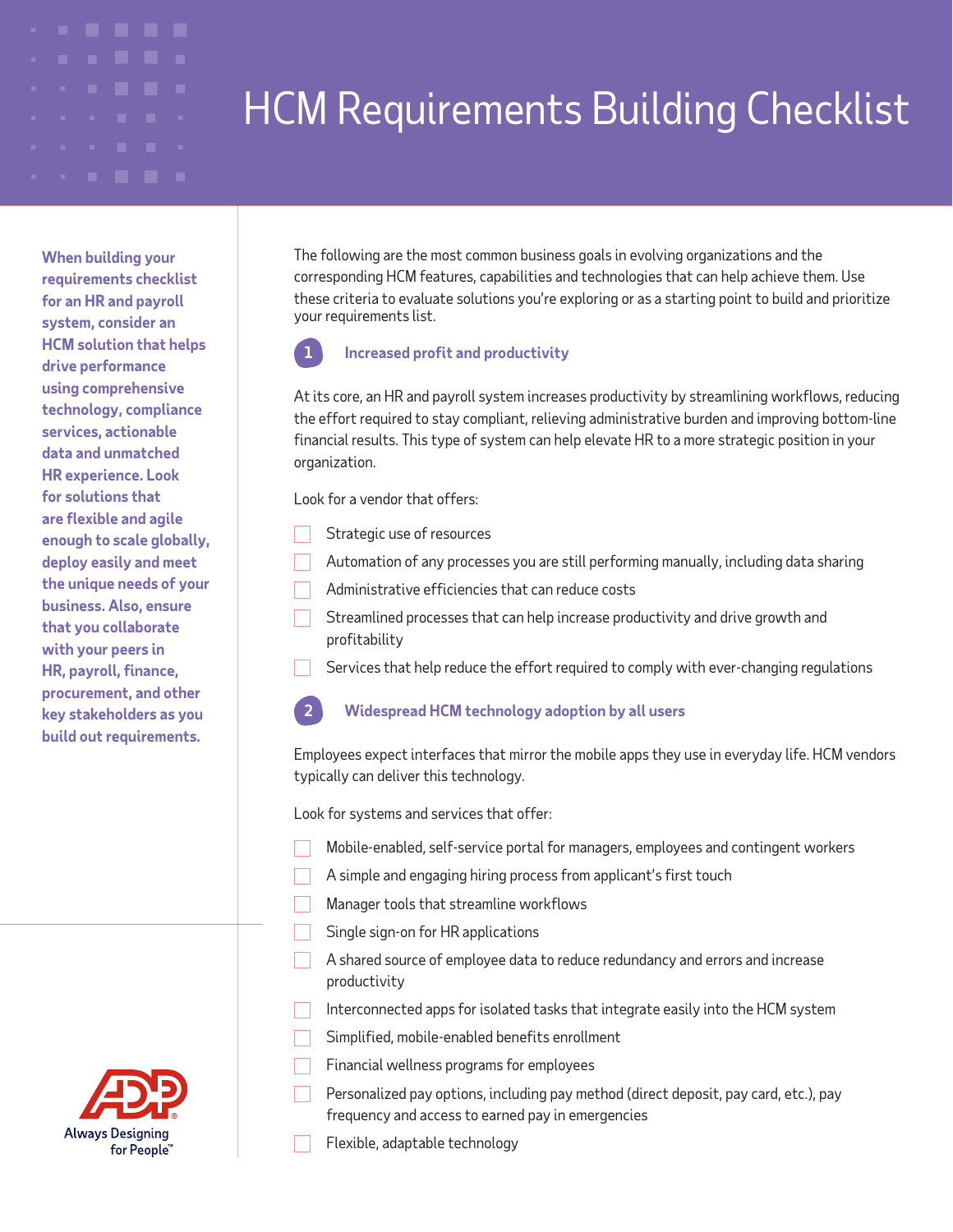# HCM Requirements Building Checklist

**When building your requirements checklist for an HR and payroll system, consider an HCM solution that helps drive performance using comprehensive technology, compliance services, actionable data and unmatched HR experience. Look for solutions that are flexible and agile enough to scale globally, deploy easily and meet the unique needs of your business. Also, ensure that you collaborate with your peers in HR, payroll, finance, procurement, and other key stakeholders as you build out requirements.**

The following are the most common business goals in evolving organizations and the corresponding HCM features, capabilities and technologies that can help achieve them. Use these criteria to evaluate solutions you're exploring or as a starting point to build and prioritize your requirements list.

## 1 Increased profit and productivity

At its core, an HR and payroll system increases productivity by streamlining workflows, reducing the effort required to stay compliant, relieving administrative burden and improving bottom-line financial results. This type of system can help elevate HR to a more strategic position in your organization.

Look for a vendor that offers:

- [ ] Strategic use of resources
- [ ] Automation of any processes you are still performing manually, including data sharing
- [ ] Administrative efficiencies that can reduce costs
- [ ] Streamlined processes that can help increase productivity and drive growth and profitability
- [ ] Services that help reduce the effort required to comply with ever-changing regulations

## 2 Widespread HCM technology adoption by all users

Employees expect interfaces that mirror the mobile apps they use in everyday life. HCM vendors typically can deliver this technology.

Look for systems and services that offer:

- [ ] Mobile-enabled, self-service portal for managers, employees and contingent workers
- [ ] A simple and engaging hiring process from applicant's first touch
- [ ] Manager tools that streamline workflows
- [ ] Single sign-on for HR applications
- [ ] A shared source of employee data to reduce redundancy and errors and increase productivity
- [ ] Interconnected apps for isolated tasks that integrate easily into the HCM system
- [ ] Simplified, mobile-enabled benefits enrollment
- [ ] Financial wellness programs for employees
- [ ] Personalized pay options, including pay method (direct deposit, pay card, etc.), pay frequency and access to earned pay in emergencies
- [ ] Flexible, adaptable technology

ADP Always Designing for People™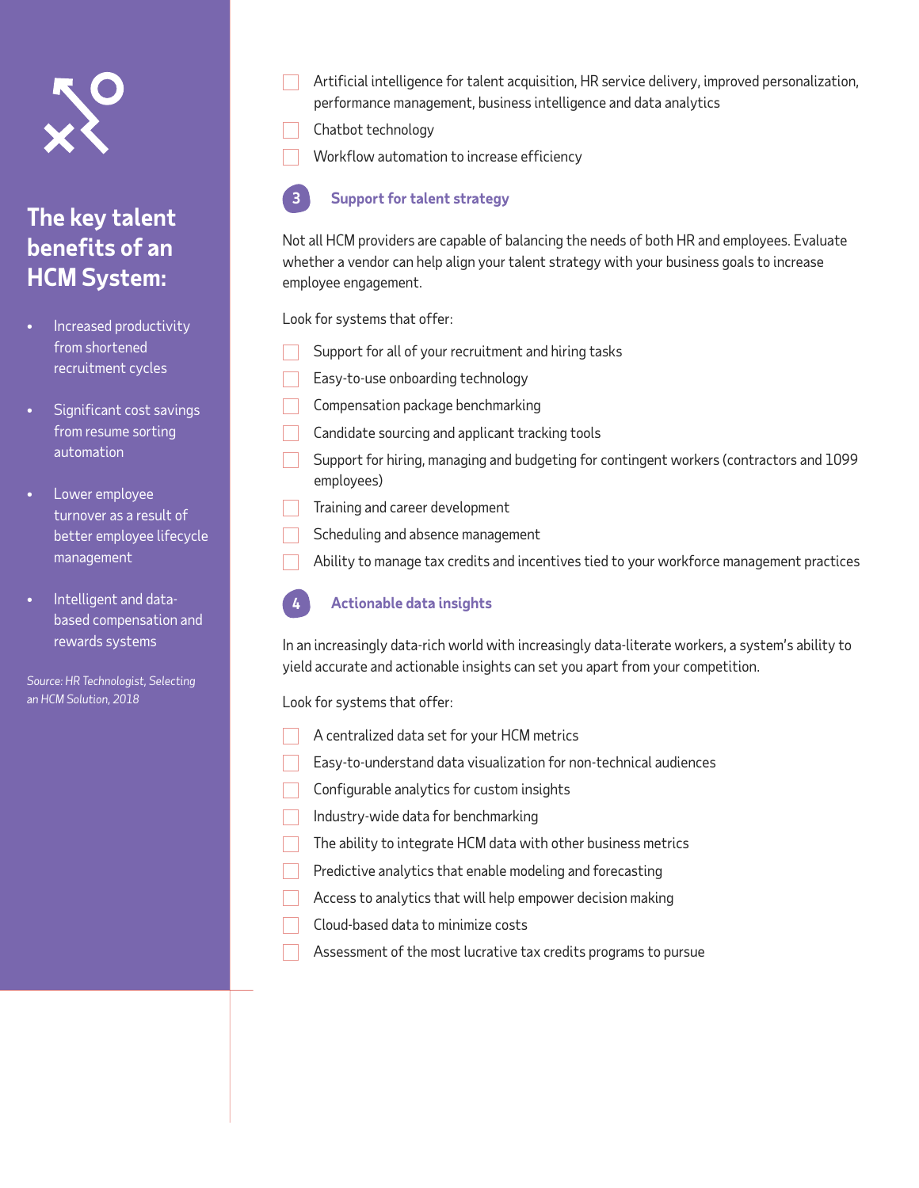## The key talent benefits of an HCM System:

- Increased productivity from shortened recruitment cycles
- Significant cost savings from resume sorting automation
- Lower employee turnover as a result of better employee lifecycle management
- Intelligent and data-based compensation and rewards systems

*Source: HR Technologist, Selecting an HCM Solution, 2018*

- [ ] Artificial intelligence for talent acquisition, HR service delivery, improved personalization, performance management, business intelligence and data analytics
- [ ] Chatbot technology
- [ ] Workflow automation to increase efficiency

### 3 Support for talent strategy

Not all HCM providers are capable of balancing the needs of both HR and employees. Evaluate whether a vendor can help align your talent strategy with your business goals to increase employee engagement.

Look for systems that offer:

- [ ] Support for all of your recruitment and hiring tasks
- [ ] Easy-to-use onboarding technology
- [ ] Compensation package benchmarking
- [ ] Candidate sourcing and applicant tracking tools
- [ ] Support for hiring, managing and budgeting for contingent workers (contractors and 1099 employees)
- [ ] Training and career development
- [ ] Scheduling and absence management
- [ ] Ability to manage tax credits and incentives tied to your workforce management practices

### 4 Actionable data insights

In an increasingly data-rich world with increasingly data-literate workers, a system's ability to yield accurate and actionable insights can set you apart from your competition.

Look for systems that offer:

- [ ] A centralized data set for your HCM metrics
- [ ] Easy-to-understand data visualization for non-technical audiences
- [ ] Configurable analytics for custom insights
- [ ] Industry-wide data for benchmarking
- [ ] The ability to integrate HCM data with other business metrics
- [ ] Predictive analytics that enable modeling and forecasting
- [ ] Access to analytics that will help empower decision making
- [ ] Cloud-based data to minimize costs
- [ ] Assessment of the most lucrative tax credits programs to pursue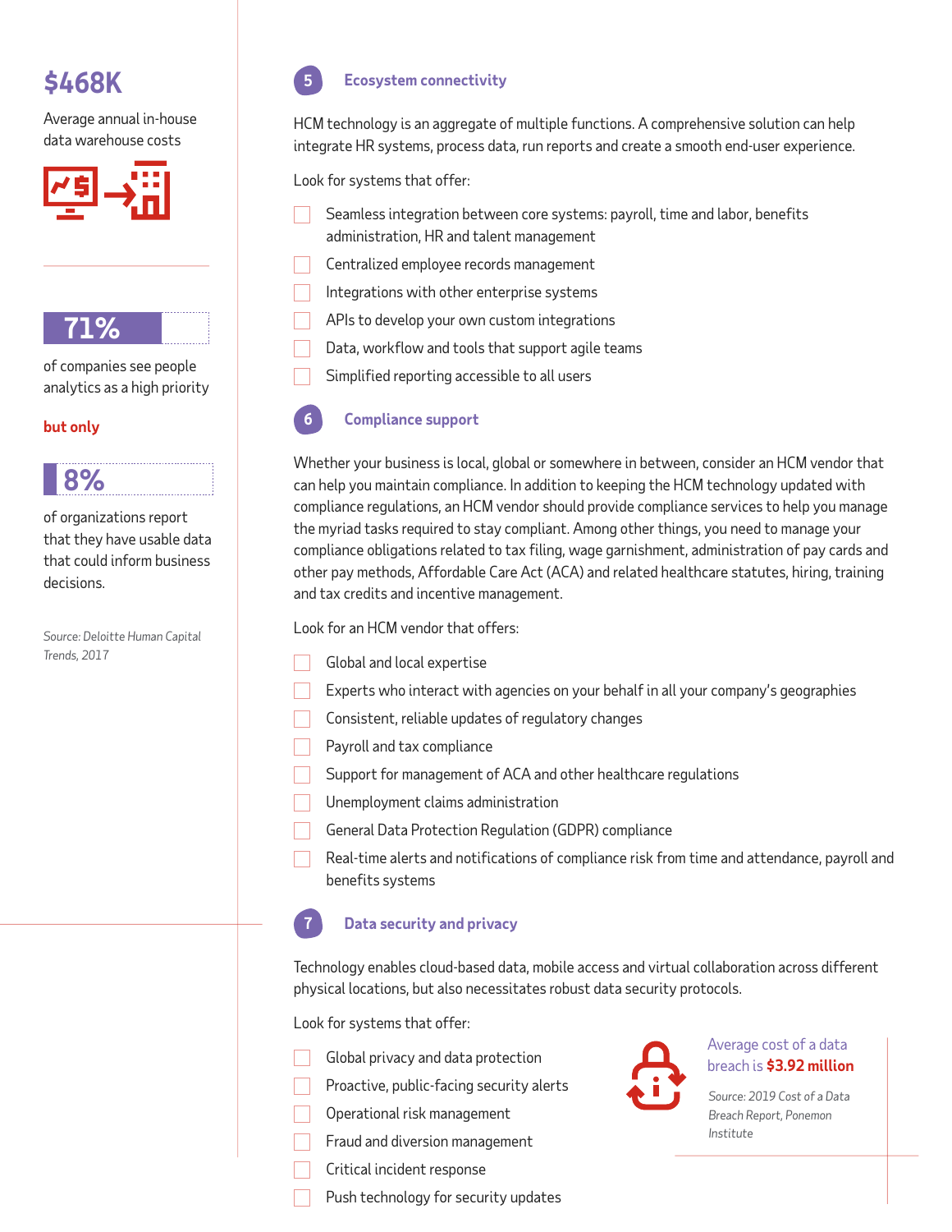**$468K**

Average annual in-house data warehouse costs

**71%**

of companies see people analytics as a high priority

**but only**

**8%**

of organizations report that they have usable data that could inform business decisions.

*Source: Deloitte Human Capital Trends, 2017*

## 5 Ecosystem connectivity

HCM technology is an aggregate of multiple functions. A comprehensive solution can help integrate HR systems, process data, run reports and create a smooth end-user experience.

Look for systems that offer:

- [ ] Seamless integration between core systems: payroll, time and labor, benefits administration, HR and talent management
- [ ] Centralized employee records management
- [ ] Integrations with other enterprise systems
- [ ] APIs to develop your own custom integrations
- [ ] Data, workflow and tools that support agile teams
- [ ] Simplified reporting accessible to all users

## 6 Compliance support

Whether your business is local, global or somewhere in between, consider an HCM vendor that can help you maintain compliance. In addition to keeping the HCM technology updated with compliance regulations, an HCM vendor should provide compliance services to help you manage the myriad tasks required to stay compliant. Among other things, you need to manage your compliance obligations related to tax filing, wage garnishment, administration of pay cards and other pay methods, Affordable Care Act (ACA) and related healthcare statutes, hiring, training and tax credits and incentive management.

Look for an HCM vendor that offers:

- [ ] Global and local expertise
- [ ] Experts who interact with agencies on your behalf in all your company's geographies
- [ ] Consistent, reliable updates of regulatory changes
- [ ] Payroll and tax compliance
- [ ] Support for management of ACA and other healthcare regulations
- [ ] Unemployment claims administration
- [ ] General Data Protection Regulation (GDPR) compliance
- [ ] Real-time alerts and notifications of compliance risk from time and attendance, payroll and benefits systems

## 7 Data security and privacy

Technology enables cloud-based data, mobile access and virtual collaboration across different physical locations, but also necessitates robust data security protocols.

Look for systems that offer:

- [ ] Global privacy and data protection
- [ ] Proactive, public-facing security alerts
- [ ] Operational risk management
- [ ] Fraud and diversion management
- [ ] Critical incident response
- [ ] Push technology for security updates

Average cost of a data breach is **$3.92 million**

*Source: 2019 Cost of a Data Breach Report, Ponemon Institute*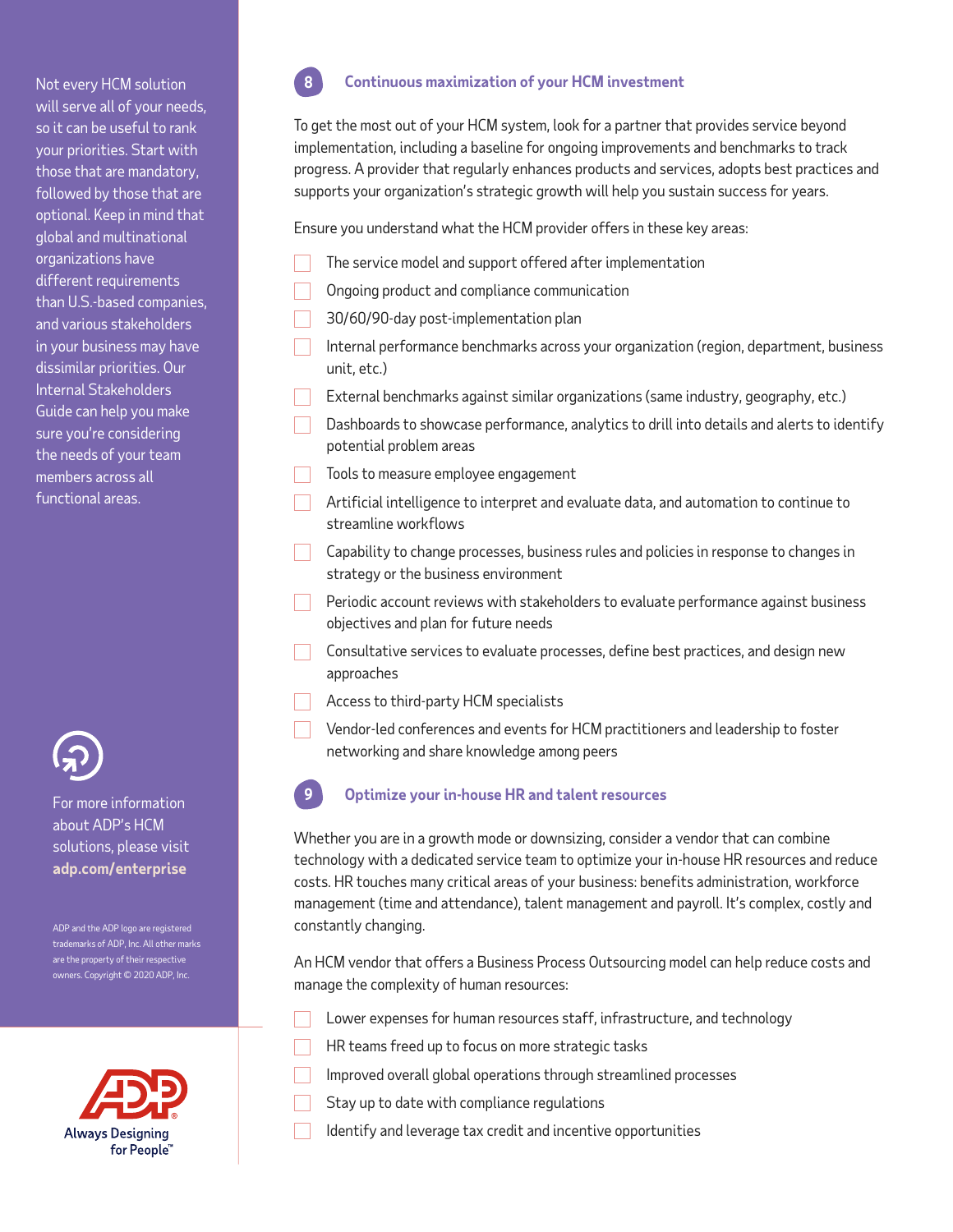Not every HCM solution will serve all of your needs, so it can be useful to rank your priorities. Start with those that are mandatory, followed by those that are optional. Keep in mind that global and multinational organizations have different requirements than U.S.-based companies, and various stakeholders in your business may have dissimilar priorities. Our Internal Stakeholders Guide can help you make sure you're considering the needs of your team members across all functional areas.

## 8 Continuous maximization of your HCM investment

To get the most out of your HCM system, look for a partner that provides service beyond implementation, including a baseline for ongoing improvements and benchmarks to track progress. A provider that regularly enhances products and services, adopts best practices and supports your organization's strategic growth will help you sustain success for years.

Ensure you understand what the HCM provider offers in these key areas:

- [ ] The service model and support offered after implementation
- [ ] Ongoing product and compliance communication
- [ ] 30/60/90-day post-implementation plan
- [ ] Internal performance benchmarks across your organization (region, department, business unit, etc.)
- [ ] External benchmarks against similar organizations (same industry, geography, etc.)
- [ ] Dashboards to showcase performance, analytics to drill into details and alerts to identify potential problem areas
- [ ] Tools to measure employee engagement
- [ ] Artificial intelligence to interpret and evaluate data, and automation to continue to streamline workflows
- [ ] Capability to change processes, business rules and policies in response to changes in strategy or the business environment
- [ ] Periodic account reviews with stakeholders to evaluate performance against business objectives and plan for future needs
- [ ] Consultative services to evaluate processes, define best practices, and design new approaches
- [ ] Access to third-party HCM specialists
- [ ] Vendor-led conferences and events for HCM practitioners and leadership to foster networking and share knowledge among peers

## 9 Optimize your in-house HR and talent resources

Whether you are in a growth mode or downsizing, consider a vendor that can combine technology with a dedicated service team to optimize your in-house HR resources and reduce costs. HR touches many critical areas of your business: benefits administration, workforce management (time and attendance), talent management and payroll. It's complex, costly and constantly changing.

An HCM vendor that offers a Business Process Outsourcing model can help reduce costs and manage the complexity of human resources:

- [ ] Lower expenses for human resources staff, infrastructure, and technology
- [ ] HR teams freed up to focus on more strategic tasks
- [ ] Improved overall global operations through streamlined processes
- [ ] Stay up to date with compliance regulations
- [ ] Identify and leverage tax credit and incentive opportunities

For more information about ADP's HCM solutions, please visit **adp.com/enterprise**

ADP and the ADP logo are registered trademarks of ADP, Inc. All other marks are the property of their respective owners. Copyright © 2020 ADP, Inc.

Always Designing for People™